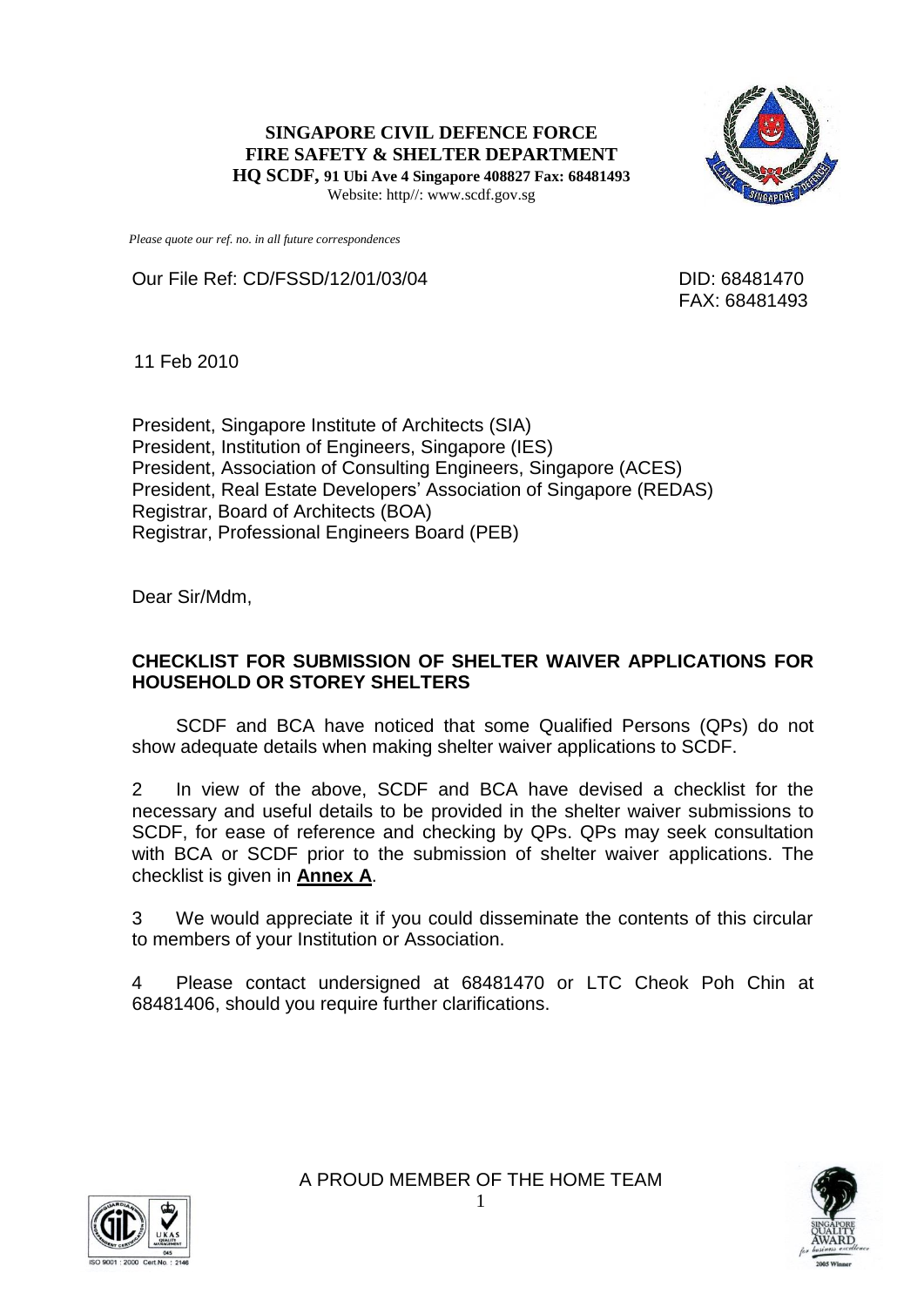**SINGAPORE CIVIL DEFENCE FORCE**
**FIRE SAFETY & SHELTER DEPARTMENT**
**HQ SCDF, 91 Ubi Ave 4 Singapore 408827 Fax: 68481493**
Website: http//: www.scdf.gov.sg

*Please quote our ref. no. in all future correspondences*

Our File Ref: CD/FSSD/12/01/03/04

DID: 68481470
FAX: 68481493

11 Feb 2010

President, Singapore Institute of Architects (SIA)
President, Institution of Engineers, Singapore (IES)
President, Association of Consulting Engineers, Singapore (ACES)
President, Real Estate Developers' Association of Singapore (REDAS)
Registrar, Board of Architects (BOA)
Registrar, Professional Engineers Board (PEB)

Dear Sir/Mdm,

**CHECKLIST FOR SUBMISSION OF SHELTER WAIVER APPLICATIONS FOR HOUSEHOLD OR STOREY SHELTERS**

SCDF and BCA have noticed that some Qualified Persons (QPs) do not show adequate details when making shelter waiver applications to SCDF.

2 In view of the above, SCDF and BCA have devised a checklist for the necessary and useful details to be provided in the shelter waiver submissions to SCDF, for ease of reference and checking by QPs. QPs may seek consultation with BCA or SCDF prior to the submission of shelter waiver applications. The checklist is given in **Annex A**.

3 We would appreciate it if you could disseminate the contents of this circular to members of your Institution or Association.

4 Please contact undersigned at 68481470 or LTC Cheok Poh Chin at 68481406, should you require further clarifications.

A PROUD MEMBER OF THE HOME TEAM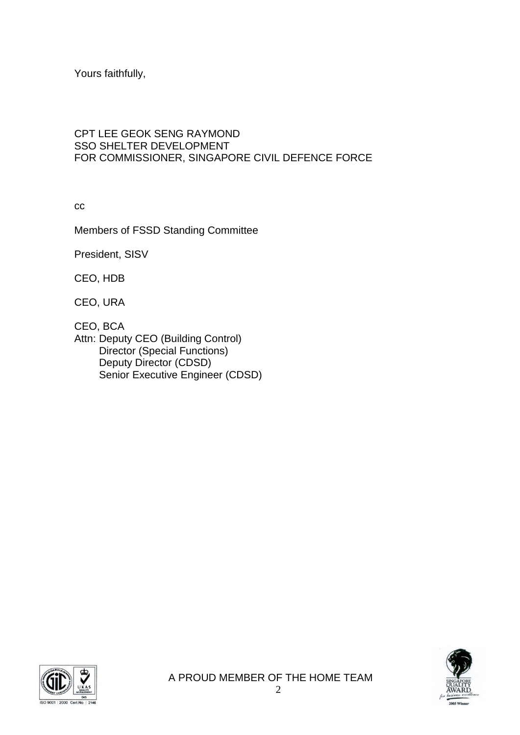Yours faithfully,

CPT LEE GEOK SENG RAYMOND
SSO SHELTER DEVELOPMENT
FOR COMMISSIONER, SINGAPORE CIVIL DEFENCE FORCE

cc

Members of FSSD Standing Committee

President, SISV

CEO, HDB

CEO, URA

CEO, BCA
Attn: Deputy CEO (Building Control)
Director (Special Functions)
Deputy Director (CDSD)
Senior Executive Engineer (CDSD)

A PROUD MEMBER OF THE HOME TEAM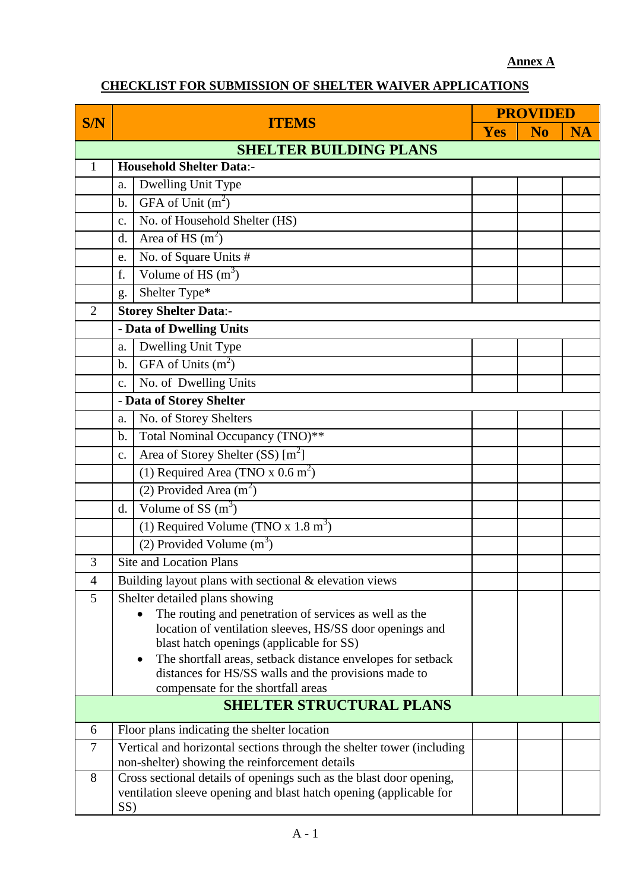Annex A

## CHECKLIST FOR SUBMISSION OF SHELTER WAIVER APPLICATIONS

| S/N | ITEMS | | PROVIDED | | |
|---|---|---|---|---|---|
| | | | Yes | No | NA |
| **SHELTER BUILDING PLANS** | | | | | |
| 1 | **Household Shelter Data**:- | | | | |
| | a. | Dwelling Unit Type | | | |
| | b. | GFA of Unit ($m^2$) | | | |
| | c. | No. of Household Shelter (HS) | | | |
| | d. | Area of HS ($m^2$) | | | |
| | e. | No. of Square Units # | | | |
| | f. | Volume of HS ($m^3$) | | | |
| | g. | Shelter Type* | | | |
| 2 | **Storey Shelter Data**:- | | | | |
| | **- Data of Dwelling Units** | | | | |
| | a. | Dwelling Unit Type | | | |
| | b. | GFA of Units ($m^2$) | | | |
| | c. | No. of Dwelling Units | | | |
| | **- Data of Storey Shelter** | | | | |
| | a. | No. of Storey Shelters | | | |
| | b. | Total Nominal Occupancy (TNO)** | | | |
| | c. | Area of Storey Shelter (SS) [$m^2$] | | | |
| | | (1) Required Area (TNO x 0.6 $m^2$) | | | |
| | | (2) Provided Area ($m^2$) | | | |
| | d. | Volume of SS ($m^3$) | | | |
| | | (1) Required Volume (TNO x 1.8 $m^3$) | | | |
| | | (2) Provided Volume ($m^3$) | | | |
| 3 | Site and Location Plans | | | | |
| 4 | Building layout plans with sectional & elevation views | | | | |
| 5 | Shelter detailed plans showing<br>• The routing and penetration of services as well as the location of ventilation sleeves, HS/SS door openings and blast hatch openings (applicable for SS)<br>• The shortfall areas, setback distance envelopes for setback distances for HS/SS walls and the provisions made to compensate for the shortfall areas | | | | |
| **SHELTER STRUCTURAL PLANS** | | | | | |
| 6 | Floor plans indicating the shelter location | | | | |
| 7 | Vertical and horizontal sections through the shelter tower (including non-shelter) showing the reinforcement details | | | | |
| 8 | Cross sectional details of openings such as the blast door opening, ventilation sleeve opening and blast hatch opening (applicable for SS) | | | | |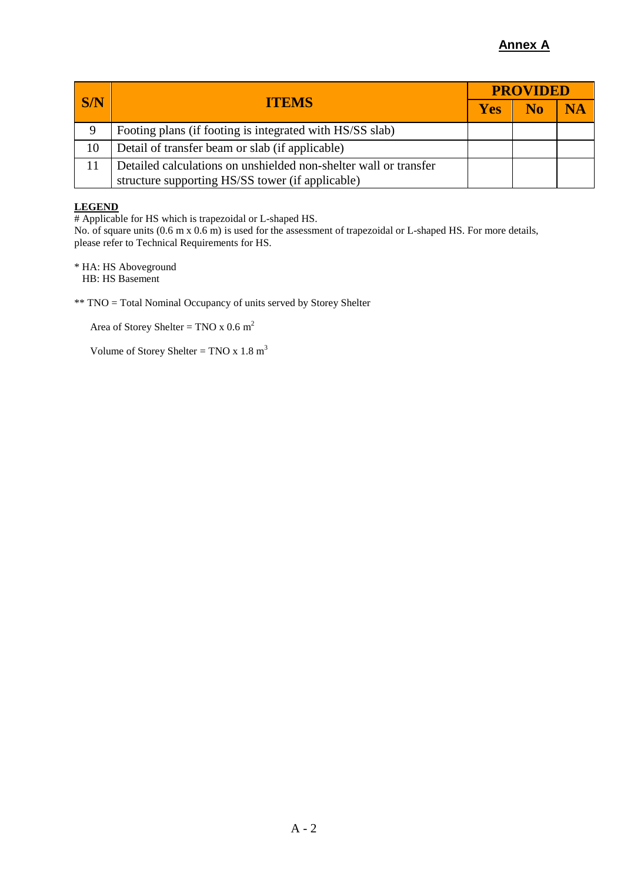**Annex A**

| S/N | ITEMS | PROVIDED | | |
|---|---|---|---|---|
| | | Yes | No | NA |
| 9 | Footing plans (if footing is integrated with HS/SS slab) | | | |
| 10 | Detail of transfer beam or slab (if applicable) | | | |
| 11 | Detailed calculations on unshielded non-shelter wall or transfer structure supporting HS/SS tower (if applicable) | | | |

**LEGEND**

# Applicable for HS which is trapezoidal or L-shaped HS.
No. of square units (0.6 m x 0.6 m) is used for the assessment of trapezoidal or L-shaped HS. For more details, please refer to Technical Requirements for HS.

* HA: HS Aboveground
  HB: HS Basement

** TNO = Total Nominal Occupancy of units served by Storey Shelter

Area of Storey Shelter = TNO x 0.6 $m^2$

Volume of Storey Shelter = TNO x 1.8 $m^3$